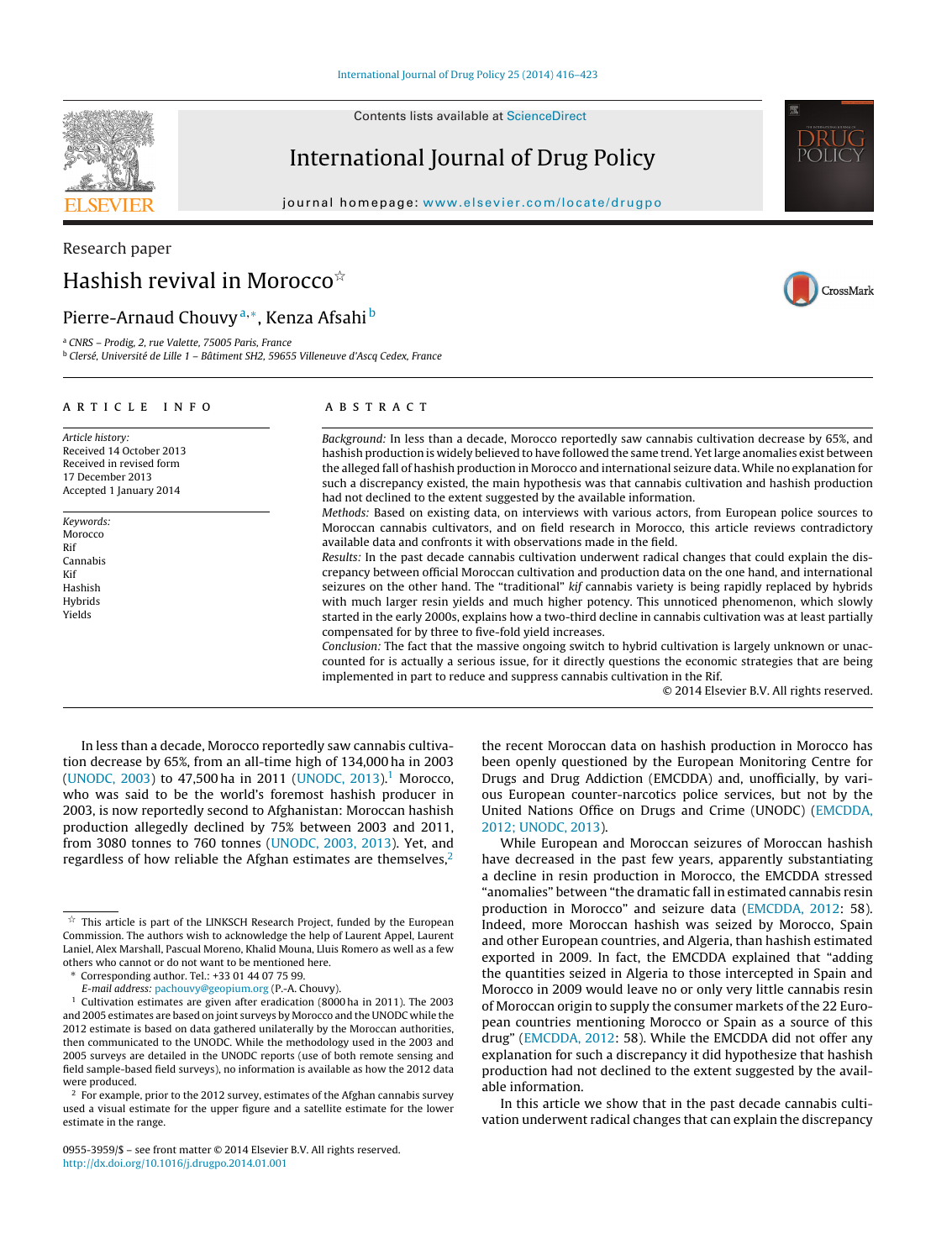Research paper

# Hashish revival in Morocco[☆]

Pierre-Arnaud Chouvy[a,*], Kenza Afsahi[b]

[a] CNRS – Prodig, 2, rue Valette, 75005 Paris, France
[b] Clersé, Université de Lille 1 – Bâtiment SH2, 59655 Villeneuve d'Ascq Cedex, France

## ARTICLE INFO

*Article history:*
Received 14 October 2013
Received in revised form
17 December 2013
Accepted 1 January 2014

*Keywords:*
Morocco
Rif
Cannabis
Kif
Hashish
Hybrids
Yields

## ABSTRACT

*Background:* In less than a decade, Morocco reportedly saw cannabis cultivation decrease by 65%, and hashish production is widely believed to have followed the same trend. Yet large anomalies exist between the alleged fall of hashish production in Morocco and international seizure data. While no explanation for such a discrepancy existed, the main hypothesis was that cannabis cultivation and hashish production had not declined to the extent suggested by the available information.

*Methods:* Based on existing data, on interviews with various actors, from European police sources to Moroccan cannabis cultivators, and on field research in Morocco, this article reviews contradictory available data and confronts it with observations made in the field.

*Results:* In the past decade cannabis cultivation underwent radical changes that could explain the discrepancy between official Moroccan cultivation and production data on the one hand, and international seizures on the other hand. The "traditional" *kif* cannabis variety is being rapidly replaced by hybrids with much larger resin yields and much higher potency. This unnoticed phenomenon, which slowly started in the early 2000s, explains how a two-third decline in cannabis cultivation was at least partially compensated for by three to five-fold yield increases.

*Conclusion:* The fact that the massive ongoing switch to hybrid cultivation is largely unknown or unaccounted for is a serious issue, for it directly questions the economic strategies that are being implemented in part to reduce and suppress cannabis cultivation in the Rif.

© 2014 Elsevier B.V. All rights reserved.

In less than a decade, Morocco reportedly saw cannabis cultivation decrease by 65%, from an all-time high of 134,000 ha in 2003 (UNODC, 2003) to 47,500 ha in 2011 (UNODC, 2013).[1] Morocco, who was said to be the world's foremost hashish producer in 2003, is now reportedly second to Afghanistan: Moroccan hashish production allegedly declined by 75% between 2003 and 2011, from 3080 tonnes to 760 tonnes (UNODC, 2003, 2013). Yet, and regardless of how reliable the Afghan estimates are themselves,[2] the recent Moroccan data on hashish production in Morocco has been openly questioned by the European Monitoring Centre for Drugs and Drug Addiction (EMCDDA) and, unofficially, by various European counter-narcotics police services, but not by the United Nations Office on Drugs and Crime (UNODC) (EMCDDA, 2012; UNODC, 2013).

While European and Moroccan seizures of Moroccan hashish have decreased in the past few years, apparently substantiating a decline in resin production in Morocco, the EMCDDA stressed "anomalies" between "the dramatic fall in estimated cannabis resin production in Morocco" and seizure data (EMCDDA, 2012: 58). Indeed, more Moroccan hashish was seized by Morocco, Spain and other European countries, and Algeria, than hashish estimated exported in 2009. In fact, the EMCDDA explained that "adding the quantities seized in Algeria to those intercepted in Spain and Morocco in 2009 would leave no or only very little cannabis resin of Moroccan origin to supply the consumer markets of the 22 European countries mentioning Morocco or Spain as a source of this drug" (EMCDDA, 2012: 58). While the EMCDDA did not offer any explanation for such a discrepancy it did hypothesize that hashish production had not declined to the extent suggested by the available information.

In this article we show that in the past decade cannabis cultivation underwent radical changes that can explain the discrepancy

---

[☆] This article is part of the LINKSCH Research Project, funded by the European Commission. The authors wish to acknowledge the help of Laurent Appel, Laurent Laniel, Alex Marshall, Pascual Moreno, Khalid Mouna, Lluis Romero as well as a few others who cannot or do not want to be mentioned here.

\* Corresponding author. Tel.: +33 01 44 07 75 99.
*E-mail address:* pachouvy@geopium.org (P.-A. Chouvy).

[1] Cultivation estimates are given after eradication (8000 ha in 2011). The 2003 and 2005 estimates are based on joint surveys by Morocco and the UNODC while the 2012 estimate is based on data gathered unilaterally by the Moroccan authorities, then communicated to the UNODC. While the methodology used in the 2003 and 2005 surveys are detailed in the UNODC reports (use of both remote sensing and field sample-based field surveys), no information is available as how the 2012 data were produced.

[2] For example, prior to the 2012 survey, estimates of the Afghan cannabis survey used a visual estimate for the upper figure and a satellite estimate for the lower estimate in the range.

0955-3959/$ – see front matter © 2014 Elsevier B.V. All rights reserved.
http://dx.doi.org/10.1016/j.drugpo.2014.01.001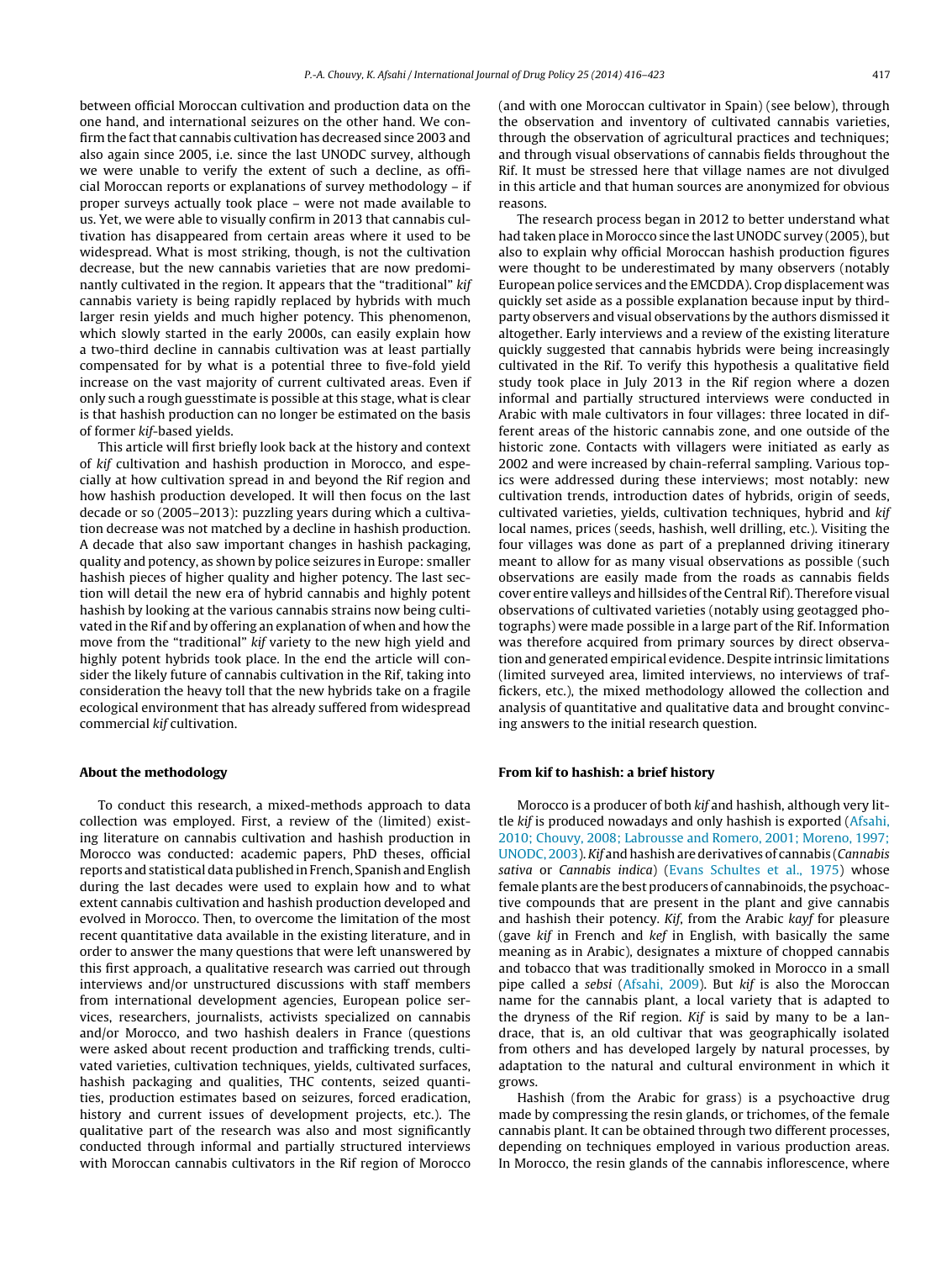between official Moroccan cultivation and production data on the one hand, and international seizures on the other hand. We confirm the fact that cannabis cultivation has decreased since 2003 and also again since 2005, i.e. since the last UNODC survey, although we were unable to verify the extent of such a decline, as official Moroccan reports or explanations of survey methodology – if proper surveys actually took place – were not made available to us. Yet, we were able to visually confirm in 2013 that cannabis cultivation has disappeared from certain areas where it used to be widespread. What is most striking, though, is not the cultivation decrease, but the new cannabis varieties that are now predominantly cultivated in the region. It appears that the "traditional" *kif* cannabis variety is being rapidly replaced by hybrids with much larger resin yields and much higher potency. This phenomenon, which slowly started in the early 2000s, can easily explain how a two-third decline in cannabis cultivation was at least partially compensated for by what is a potential three to five-fold yield increase on the vast majority of current cultivated areas. Even if only such a rough guesstimate is possible at this stage, what is clear is that hashish production can no longer be estimated on the basis of former *kif*-based yields.

This article will first briefly look back at the history and context of *kif* cultivation and hashish production in Morocco, and especially at how cultivation spread in and beyond the Rif region and how hashish production developed. It will then focus on the last decade or so (2005–2013): puzzling years during which a cultivation decrease was not matched by a decline in hashish production. A decade that also saw important changes in hashish packaging, quality and potency, as shown by police seizures in Europe: smaller hashish pieces of higher quality and higher potency. The last section will detail the new era of hybrid cannabis and highly potent hashish by looking at the various cannabis strains now being cultivated in the Rif and by offering an explanation of when and how the move from the "traditional" *kif* variety to the new high yield and highly potent hybrids took place. In the end the article will consider the likely future of cannabis cultivation in the Rif, taking into consideration the heavy toll that the new hybrids take on a fragile ecological environment that has already suffered from widespread commercial *kif* cultivation.

## About the methodology

To conduct this research, a mixed-methods approach to data collection was employed. First, a review of the (limited) existing literature on cannabis cultivation and hashish production in Morocco was conducted: academic papers, PhD theses, official reports and statistical data published in French, Spanish and English during the last decades were used to explain how and to what extent cannabis cultivation and hashish production developed and evolved in Morocco. Then, to overcome the limitation of the most recent quantitative data available in the existing literature, and in order to answer the many questions that were left unanswered by this first approach, a qualitative research was carried out through interviews and/or unstructured discussions with staff members from international development agencies, European police services, researchers, journalists, activists specialized on cannabis and/or Morocco, and two hashish dealers in France (questions were asked about recent production and trafficking trends, cultivated varieties, cultivation techniques, yields, cultivated surfaces, hashish packaging and qualities, THC contents, seized quantities, production estimates based on seizures, forced eradication, history and current issues of development projects, etc.). The qualitative part of the research was also and most significantly conducted through informal and partially structured interviews with Moroccan cannabis cultivators in the Rif region of Morocco (and with one Moroccan cultivator in Spain) (see below), through the observation and inventory of cultivated cannabis varieties, through the observation of agricultural practices and techniques; and through visual observations of cannabis fields throughout the Rif. It must be stressed here that village names are not divulged in this article and that human sources are anonymized for obvious reasons.

The research process began in 2012 to better understand what had taken place in Morocco since the last UNODC survey (2005), but also to explain why official Moroccan hashish production figures were thought to be underestimated by many observers (notably European police services and the EMCDDA). Crop displacement was quickly set aside as a possible explanation because input by third-party observers and visual observations by the authors dismissed it altogether. Early interviews and a review of the existing literature quickly suggested that cannabis hybrids were being increasingly cultivated in the Rif. To verify this hypothesis a qualitative field study took place in July 2013 in the Rif region where a dozen informal and partially structured interviews were conducted in Arabic with male cultivators in four villages: three located in different areas of the historic cannabis zone, and one outside of the historic zone. Contacts with villagers were initiated as early as 2002 and were increased by chain-referral sampling. Various topics were addressed during these interviews; most notably: new cultivation trends, introduction dates of hybrids, origin of seeds, cultivated varieties, yields, cultivation techniques, hybrid and *kif* local names, prices (seeds, hashish, well drilling, etc.). Visiting the four villages was done as part of a preplanned driving itinerary meant to allow for as many visual observations as possible (such observations are easily made from the roads as cannabis fields cover entire valleys and hillsides of the Central Rif). Therefore visual observations of cultivated varieties (notably using geotagged photographs) were made possible in a large part of the Rif. Information was therefore acquired from primary sources by direct observation and generated empirical evidence. Despite intrinsic limitations (limited surveyed area, limited interviews, no interviews of traffickers, etc.), the mixed methodology allowed the collection and analysis of quantitative and qualitative data and brought convincing answers to the initial research question.

## From kif to hashish: a brief history

Morocco is a producer of both *kif* and hashish, although very little *kif* is produced nowadays and only hashish is exported (Afsahi, 2010; Chouvy, 2008; Labrousse and Romero, 2001; Moreno, 1997; UNODC, 2003). *Kif* and hashish are derivatives of cannabis (*Cannabis sativa* or *Cannabis indica*) (Evans Schultes et al., 1975) whose female plants are the best producers of cannabinoids, the psychoactive compounds that are present in the plant and give cannabis and hashish their potency. *Kif*, from the Arabic *kayf* for pleasure (gave *kif* in French and *kef* in English, with basically the same meaning as in Arabic), designates a mixture of chopped cannabis and tobacco that was traditionally smoked in Morocco in a small pipe called a *sebsi* (Afsahi, 2009). But *kif* is also the Moroccan name for the cannabis plant, a local variety that is adapted to the dryness of the Rif region. *Kif* is said by many to be a landrace, that is, an old cultivar that was geographically isolated from others and has developed largely by natural processes, by adaptation to the natural and cultural environment in which it grows.

Hashish (from the Arabic for grass) is a psychoactive drug made by compressing the resin glands, or trichomes, of the female cannabis plant. It can be obtained through two different processes, depending on techniques employed in various production areas. In Morocco, the resin glands of the cannabis inflorescence, where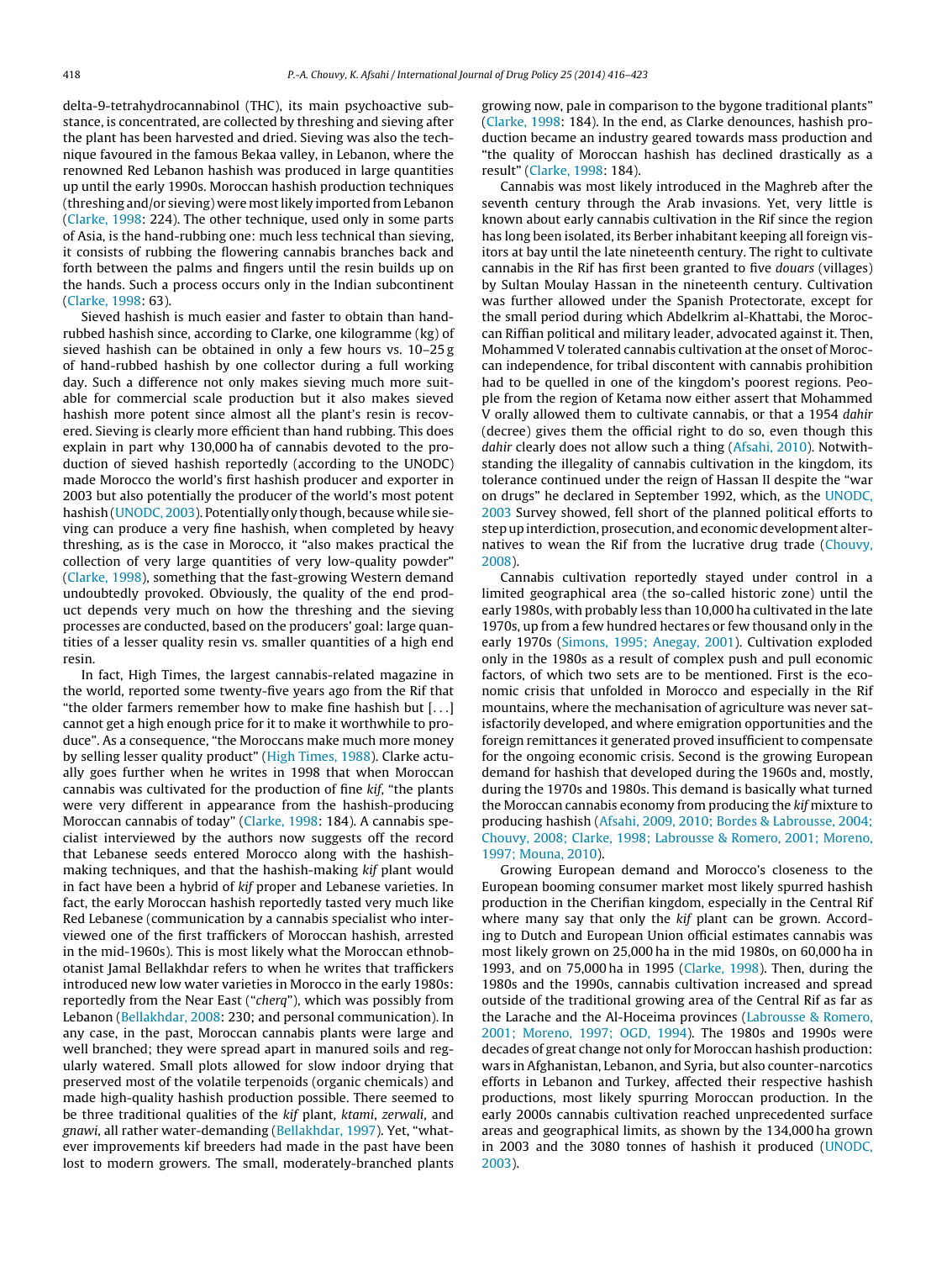delta-9-tetrahydrocannabinol (THC), its main psychoactive substance, is concentrated, are collected by threshing and sieving after the plant has been harvested and dried. Sieving was also the technique favoured in the famous Bekaa valley, in Lebanon, where the renowned Red Lebanon hashish was produced in large quantities up until the early 1990s. Moroccan hashish production techniques (threshing and/or sieving) were most likely imported from Lebanon (Clarke, 1998: 224). The other technique, used only in some parts of Asia, is the hand-rubbing one: much less technical than sieving, it consists of rubbing the flowering cannabis branches back and forth between the palms and fingers until the resin builds up on the hands. Such a process occurs only in the Indian subcontinent (Clarke, 1998: 63).

Sieved hashish is much easier and faster to obtain than hand-rubbed hashish since, according to Clarke, one kilogramme (kg) of sieved hashish can be obtained in only a few hours vs. 10–25 g of hand-rubbed hashish by one collector during a full working day. Such a difference not only makes sieving much more suitable for commercial scale production but it also makes sieved hashish more potent since almost all the plant's resin is recovered. Sieving is clearly more efficient than hand rubbing. This does explain in part why 130,000 ha of cannabis devoted to the production of sieved hashish reportedly (according to the UNODC) made Morocco the world's first hashish producer and exporter in 2003 but also potentially the producer of the world's most potent hashish (UNODC, 2003). Potentially only though, because while sieving can produce a very fine hashish, when completed by heavy threshing, as is the case in Morocco, it "also makes practical the collection of very large quantities of very low-quality powder" (Clarke, 1998), something that the fast-growing Western demand undoubtedly provoked. Obviously, the quality of the end product depends very much on how the threshing and the sieving processes are conducted, based on the producers' goal: large quantities of a lesser quality resin vs. smaller quantities of a high end resin.

In fact, High Times, the largest cannabis-related magazine in the world, reported some twenty-five years ago from the Rif that "the older farmers remember how to make fine hashish but [...] cannot get a high enough price for it to make it worthwhile to produce". As a consequence, "the Moroccans make much more money by selling lesser quality product" (High Times, 1988). Clarke actually goes further when he writes in 1998 that when Moroccan cannabis was cultivated for the production of fine *kif*, "the plants were very different in appearance from the hashish-producing Moroccan cannabis of today" (Clarke, 1998: 184). A cannabis specialist interviewed by the authors now suggests off the record that Lebanese seeds entered Morocco along with the hashish-making techniques, and that the hashish-making *kif* plant would in fact have been a hybrid of *kif* proper and Lebanese varieties. In fact, the early Moroccan hashish reportedly tasted very much like Red Lebanese (communication by a cannabis specialist who interviewed one of the first traffickers of Moroccan hashish, arrested in the mid-1960s). This is most likely what the Moroccan ethnobotanist Jamal Bellakhdar refers to when he writes that traffickers introduced new low water varieties in Morocco in the early 1980s: reportedly from the Near East ("*cherq*"), which was possibly from Lebanon (Bellakhdar, 2008: 230; and personal communication). In any case, in the past, Moroccan cannabis plants were large and well branched; they were spread apart in manured soils and regularly watered. Small plots allowed for slow indoor drying that preserved most of the volatile terpenoids (organic chemicals) and made high-quality hashish production possible. There seemed to be three traditional qualities of the *kif* plant, *ktami*, *zerwali*, and *gnawi*, all rather water-demanding (Bellakhdar, 1997). Yet, "whatever improvements kif breeders had made in the past have been lost to modern growers. The small, moderately-branched plants growing now, pale in comparison to the bygone traditional plants" (Clarke, 1998: 184). In the end, as Clarke denounces, hashish production became an industry geared towards mass production and "the quality of Moroccan hashish has declined drastically as a result" (Clarke, 1998: 184).

Cannabis was most likely introduced in the Maghreb after the seventh century through the Arab invasions. Yet, very little is known about early cannabis cultivation in the Rif since the region has long been isolated, its Berber inhabitant keeping all foreign visitors at bay until the late nineteenth century. The right to cultivate cannabis in the Rif has first been granted to five *douars* (villages) by Sultan Moulay Hassan in the nineteenth century. Cultivation was further allowed under the Spanish Protectorate, except for the small period during which Abdelkrim al-Khattabi, the Moroccan Riffian political and military leader, advocated against it. Then, Mohammed V tolerated cannabis cultivation at the onset of Moroccan independence, for tribal discontent with cannabis prohibition had to be quelled in one of the kingdom's poorest regions. People from the region of Ketama now either assert that Mohammed V orally allowed them to cultivate cannabis, or that a 1954 *dahir* (decree) gives them the official right to do so, even though this *dahir* clearly does not allow such a thing (Afsahi, 2010). Notwithstanding the illegality of cannabis cultivation in the kingdom, its tolerance continued under the reign of Hassan II despite the "war on drugs" he declared in September 1992, which, as the UNODC, 2003 Survey showed, fell short of the planned political efforts to step up interdiction, prosecution, and economic development alternatives to wean the Rif from the lucrative drug trade (Chouvy, 2008).

Cannabis cultivation reportedly stayed under control in a limited geographical area (the so-called historic zone) until the early 1980s, with probably less than 10,000 ha cultivated in the late 1970s, up from a few hundred hectares or few thousand only in the early 1970s (Simons, 1995; Anegay, 2001). Cultivation exploded only in the 1980s as a result of complex push and pull economic factors, of which two sets are to be mentioned. First is the economic crisis that unfolded in Morocco and especially in the Rif mountains, where the mechanisation of agriculture was never satisfactorily developed, and where emigration opportunities and the foreign remittances it generated proved insufficient to compensate for the ongoing economic crisis. Second is the growing European demand for hashish that developed during the 1960s and, mostly, during the 1970s and 1980s. This demand is basically what turned the Moroccan cannabis economy from producing the *kif* mixture to producing hashish (Afsahi, 2009, 2010; Bordes & Labrousse, 2004; Chouvy, 2008; Clarke, 1998; Labrousse & Romero, 2001; Moreno, 1997; Mouna, 2010).

Growing European demand and Morocco's closeness to the European booming consumer market most likely spurred hashish production in the Cherifian kingdom, especially in the Central Rif where many say that only the *kif* plant can be grown. According to Dutch and European Union official estimates cannabis was most likely grown on 25,000 ha in the mid 1980s, on 60,000 ha in 1993, and on 75,000 ha in 1995 (Clarke, 1998). Then, during the 1980s and the 1990s, cannabis cultivation increased and spread outside of the traditional growing area of the Central Rif as far as the Larache and the Al-Hoceima provinces (Labrousse & Romero, 2001; Moreno, 1997; OGD, 1994). The 1980s and 1990s were decades of great change not only for Moroccan hashish production: wars in Afghanistan, Lebanon, and Syria, but also counter-narcotics efforts in Lebanon and Turkey, affected their respective hashish productions, most likely spurring Moroccan production. In the early 2000s cannabis cultivation reached unprecedented surface areas and geographical limits, as shown by the 134,000 ha grown in 2003 and the 3080 tonnes of hashish it produced (UNODC, 2003).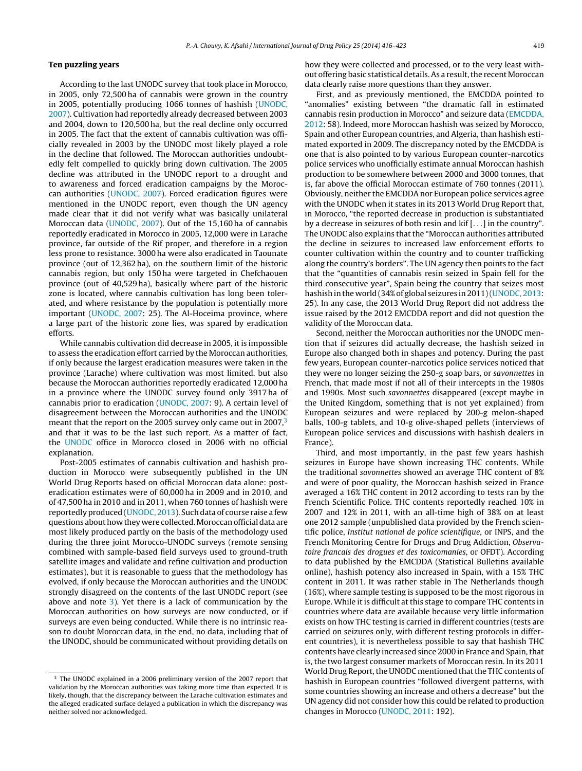## Ten puzzling years

According to the last UNODC survey that took place in Morocco, in 2005, only 72,500 ha of cannabis were grown in the country in 2005, potentially producing 1066 tonnes of hashish (UNODC, 2007). Cultivation had reportedly already decreased between 2003 and 2004, down to 120,500 ha, but the real decline only occurred in 2005. The fact that the extent of cannabis cultivation was officially revealed in 2003 by the UNODC most likely played a role in the decline that followed. The Moroccan authorities undoubtedly felt compelled to quickly bring down cultivation. The 2005 decline was attributed in the UNODC report to a drought and to awareness and forced eradication campaigns by the Moroccan authorities (UNODC, 2007). Forced eradication figures were mentioned in the UNODC report, even though the UN agency made clear that it did not verify what was basically unilateral Moroccan data (UNODC, 2007). Out of the 15,160 ha of cannabis reportedly eradicated in Morocco in 2005, 12,000 were in Larache province, far outside of the Rif proper, and therefore in a region less prone to resistance. 3000 ha were also eradicated in Taounate province (out of 12,362 ha), on the southern limit of the historic cannabis region, but only 150 ha were targeted in Chefchaouen province (out of 40,529 ha), basically where part of the historic zone is located, where cannabis cultivation has long been tolerated, and where resistance by the population is potentially more important (UNODC, 2007: 25). The Al-Hoceima province, where a large part of the historic zone lies, was spared by eradication efforts.

While cannabis cultivation did decrease in 2005, it is impossible to assess the eradication effort carried by the Moroccan authorities, if only because the largest eradication measures were taken in the province (Larache) where cultivation was most limited, but also because the Moroccan authorities reportedly eradicated 12,000 ha in a province where the UNODC survey found only 3917 ha of cannabis prior to eradication (UNODC, 2007: 9). A certain level of disagreement between the Moroccan authorities and the UNODC meant that the report on the 2005 survey only came out in 2007,[3] and that it was to be the last such report. As a matter of fact, the UNODC office in Morocco closed in 2006 with no official explanation.

Post-2005 estimates of cannabis cultivation and hashish production in Morocco were subsequently published in the UN World Drug Reports based on official Moroccan data alone: post-eradication estimates were of 60,000 ha in 2009 and in 2010, and of 47,500 ha in 2010 and in 2011, when 760 tonnes of hashish were reportedly produced (UNODC, 2013). Such data of course raise a few questions about how they were collected. Moroccan official data are most likely produced partly on the basis of the methodology used during the three joint Morocco-UNODC surveys (remote sensing combined with sample-based field surveys used to ground-truth satellite images and validate and refine cultivation and production estimates), but it is reasonable to guess that the methodology has evolved, if only because the Moroccan authorities and the UNODC strongly disagreed on the contents of the last UNODC report (see above and note 3). Yet there is a lack of communication by the Moroccan authorities on how surveys are now conducted, or if surveys are even being conducted. While there is no intrinsic reason to doubt Moroccan data, in the end, no data, including that of the UNODC, should be communicated without providing details on how they were collected and processed, or to the very least without offering basic statistical details. As a result, the recent Moroccan data clearly raise more questions than they answer.

First, and as previously mentioned, the EMCDDA pointed to "anomalies" existing between "the dramatic fall in estimated cannabis resin production in Morocco" and seizure data (EMCDDA, 2012: 58). Indeed, more Moroccan hashish was seized by Morocco, Spain and other European countries, and Algeria, than hashish estimated exported in 2009. The discrepancy noted by the EMCDDA is one that is also pointed to by various European counter-narcotics police services who unofficially estimate annual Moroccan hashish production to be somewhere between 2000 and 3000 tonnes, that is, far above the official Moroccan estimate of 760 tonnes (2011). Obviously, neither the EMCDDA nor European police services agree with the UNODC when it states in its 2013 World Drug Report that, in Morocco, "the reported decrease in production is substantiated by a decrease in seizures of both resin and kif [...] in the country". The UNODC also explains that the "Moroccan authorities attributed the decline in seizures to increased law enforcement efforts to counter cultivation within the country and to counter trafficking along the country's borders". The UN agency then points to the fact that the "quantities of cannabis resin seized in Spain fell for the third consecutive year", Spain being the country that seizes most hashish in the world (34% of global seizures in 2011) (UNODC, 2013: 25). In any case, the 2013 World Drug Report did not address the issue raised by the 2012 EMCDDA report and did not question the validity of the Moroccan data.

Second, neither the Moroccan authorities nor the UNODC mention that if seizures did actually decrease, the hashish seized in Europe also changed both in shapes and potency. During the past few years, European counter-narcotics police services noticed that they were no longer seizing the 250-g soap bars, or *savonnettes* in French, that made most if not all of their intercepts in the 1980s and 1990s. Most such *savonnettes* disappeared (except maybe in the United Kingdom, something that is not yet explained) from European seizures and were replaced by 200-g melon-shaped balls, 100-g tablets, and 10-g olive-shaped pellets (interviews of European police services and discussions with hashish dealers in France).

Third, and most importantly, in the past few years hashish seizures in Europe have shown increasing THC contents. While the traditional *savonnettes* showed an average THC content of 8% and were of poor quality, the Moroccan hashish seized in France averaged a 16% THC content in 2012 according to tests ran by the French Scientific Police. THC contents reportedly reached 10% in 2007 and 12% in 2011, with an all-time high of 38% on at least one 2012 sample (unpublished data provided by the French scientific police, *Institut national de police scientifique*, or INPS, and the French Monitoring Centre for Drugs and Drug Addiction, *Observatoire francais des drogues et des toxicomanies*, or OFDT). According to data published by the EMCDDA (Statistical Bulletins available online), hashish potency also increased in Spain, with a 15% THC content in 2011. It was rather stable in The Netherlands though (16%), where sample testing is supposed to be the most rigorous in Europe. While it is difficult at this stage to compare THC contents in countries where data are available because very little information exists on how THC testing is carried in different countries (tests are carried on seizures only, with different testing protocols in different countries), it is nevertheless possible to say that hashish THC contents have clearly increased since 2000 in France and Spain, that is, the two largest consumer markets of Moroccan resin. In its 2011 World Drug Report, the UNODC mentioned that the THC contents of hashish in European countries "followed divergent patterns, with some countries showing an increase and others a decrease" but the UN agency did not consider how this could be related to production changes in Morocco (UNODC, 2011: 192).

[3] The UNODC explained in a 2006 preliminary version of the 2007 report that validation by the Moroccan authorities was taking more time than expected. It is likely, though, that the discrepancy between the Larache cultivation estimates and the alleged eradicated surface delayed a publication in which the discrepancy was neither solved nor acknowledged.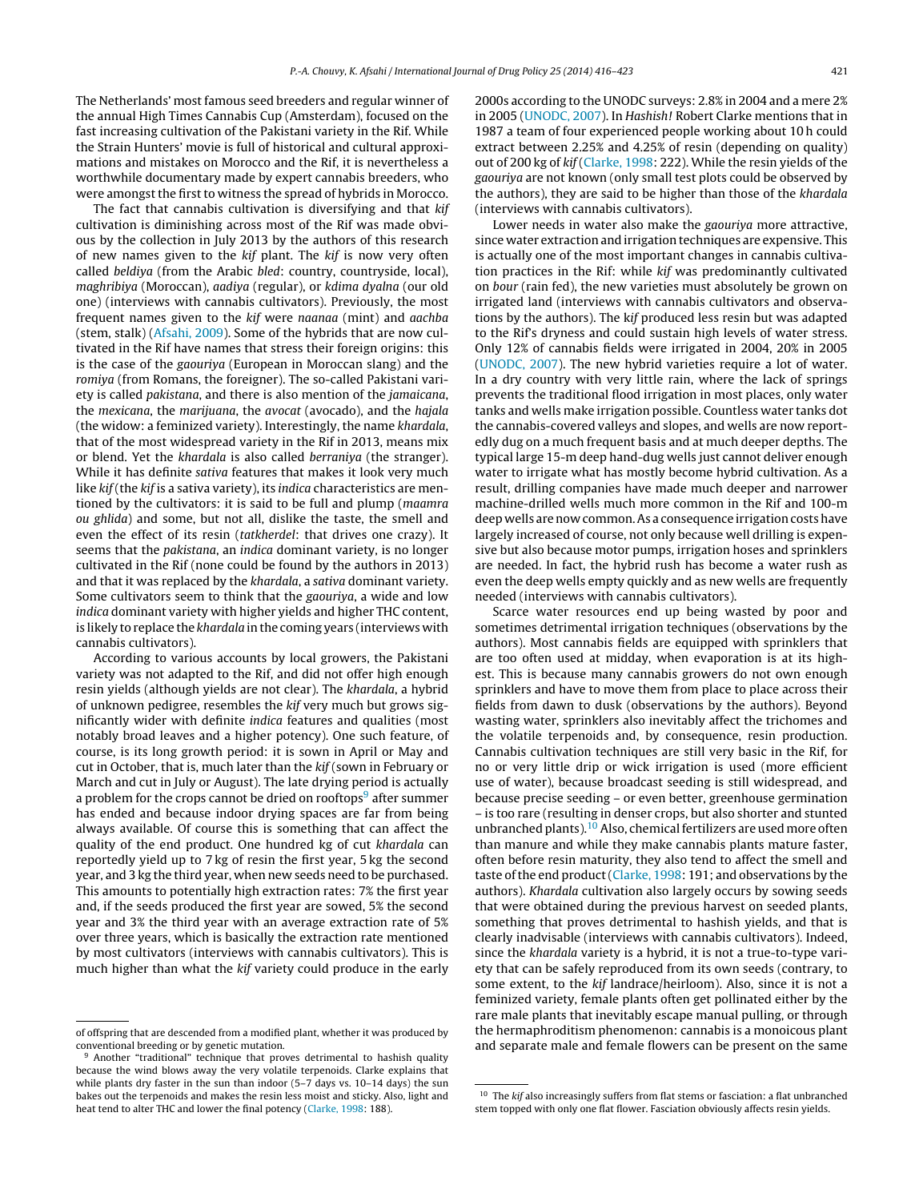The Netherlands' most famous seed breeders and regular winner of the annual High Times Cannabis Cup (Amsterdam), focused on the fast increasing cultivation of the Pakistani variety in the Rif. While the Strain Hunters' movie is full of historical and cultural approximations and mistakes on Morocco and the Rif, it is nevertheless a worthwhile documentary made by expert cannabis breeders, who were amongst the first to witness the spread of hybrids in Morocco.

The fact that cannabis cultivation is diversifying and that *kif* cultivation is diminishing across most of the Rif was made obvious by the collection in July 2013 by the authors of this research of new names given to the *kif* plant. The *kif* is now very often called *beldiya* (from the Arabic *bled*: country, countryside, local), *maghribiya* (Moroccan), *aadiya* (regular), or *kdima dyalna* (our old one) (interviews with cannabis cultivators). Previously, the most frequent names given to the *kif* were *naanaa* (mint) and *aachba* (stem, stalk) (Afsahi, 2009). Some of the hybrids that are now cultivated in the Rif have names that stress their foreign origins: this is the case of the *gaouriya* (European in Moroccan slang) and the *romiya* (from Romans, the foreigner). The so-called Pakistani variety is called *pakistana*, and there is also mention of the *jamaicana*, the *mexicana*, the *marijuana*, the *avocat* (avocado), and the *hajala* (the widow: a feminized variety). Interestingly, the name *khardala*, that of the most widespread variety in the Rif in 2013, means mix or blend. Yet the *khardala* is also called *berraniya* (the stranger). While it has definite *sativa* features that makes it look very much like *kif* (the *kif* is a sativa variety), its *indica* characteristics are mentioned by the cultivators: it is said to be full and plump (*maamra ou ghlida*) and some, but not all, dislike the taste, the smell and even the effect of its resin (*tatkherdel*: that drives one crazy). It seems that the *pakistana*, an *indica* dominant variety, is no longer cultivated in the Rif (none could be found by the authors in 2013) and that it was replaced by the *khardala*, a *sativa* dominant variety. Some cultivators seem to think that the *gaouriya*, a wide and low *indica* dominant variety with higher yields and higher THC content, is likely to replace the *khardala* in the coming years (interviews with cannabis cultivators).

According to various accounts by local growers, the Pakistani variety was not adapted to the Rif, and did not offer high enough resin yields (although yields are not clear). The *khardala*, a hybrid of unknown pedigree, resembles the *kif* very much but grows significantly wider with definite *indica* features and qualities (most notably broad leaves and a higher potency). One such feature, of course, is its long growth period: it is sown in April or May and cut in October, that is, much later than the *kif* (sown in February or March and cut in July or August). The late drying period is actually a problem for the crops cannot be dried on rooftops[9] after summer has ended and because indoor drying spaces are far from being always available. Of course this is something that can affect the quality of the end product. One hundred kg of cut *khardala* can reportedly yield up to 7 kg of resin the first year, 5 kg the second year, and 3 kg the third year, when new seeds need to be purchased. This amounts to potentially high extraction rates: 7% the first year and, if the seeds produced the first year are sowed, 5% the second year and 3% the third year with an average extraction rate of 5% over three years, which is basically the extraction rate mentioned by most cultivators (interviews with cannabis cultivators). This is much higher than what the *kif* variety could produce in the early 2000s according to the UNODC surveys: 2.8% in 2004 and a mere 2% in 2005 (UNODC, 2007). In *Hashish!* Robert Clarke mentions that in 1987 a team of four experienced people working about 10 h could extract between 2.25% and 4.25% of resin (depending on quality) out of 200 kg of *kif* (Clarke, 1998: 222). While the resin yields of the *gaouriya* are not known (only small test plots could be observed by the authors), they are said to be higher than those of the *khardala* (interviews with cannabis cultivators).

Lower needs in water also make the *gaouriya* more attractive, since water extraction and irrigation techniques are expensive. This is actually one of the most important changes in cannabis cultivation practices in the Rif: while *kif* was predominantly cultivated on *bour* (rain fed), the new varieties must absolutely be grown on irrigated land (interviews with cannabis cultivators and observations by the authors). The k*if* produced less resin but was adapted to the Rif's dryness and could sustain high levels of water stress. Only 12% of cannabis fields were irrigated in 2004, 20% in 2005 (UNODC, 2007). The new hybrid varieties require a lot of water. In a dry country with very little rain, where the lack of springs prevents the traditional flood irrigation in most places, only water tanks and wells make irrigation possible. Countless water tanks dot the cannabis-covered valleys and slopes, and wells are now reportedly dug on a much frequent basis and at much deeper depths. The typical large 15-m deep hand-dug wells just cannot deliver enough water to irrigate what has mostly become hybrid cultivation. As a result, drilling companies have made much deeper and narrower machine-drilled wells much more common in the Rif and 100-m deep wells are now common. As a consequence irrigation costs have largely increased of course, not only because well drilling is expensive but also because motor pumps, irrigation hoses and sprinklers are needed. In fact, the hybrid rush has become a water rush as even the deep wells empty quickly and as new wells are frequently needed (interviews with cannabis cultivators).

Scarce water resources end up being wasted by poor and sometimes detrimental irrigation techniques (observations by the authors). Most cannabis fields are equipped with sprinklers that are too often used at midday, when evaporation is at its highest. This is because many cannabis growers do not own enough sprinklers and have to move them from place to place across their fields from dawn to dusk (observations by the authors). Beyond wasting water, sprinklers also inevitably affect the trichomes and the volatile terpenoids and, by consequence, resin production. Cannabis cultivation techniques are still very basic in the Rif, for no or very little drip or wick irrigation is used (more efficient use of water), because broadcast seeding is still widespread, and because precise seeding – or even better, greenhouse germination – is too rare (resulting in denser crops, but also shorter and stunted unbranched plants).[10] Also, chemical fertilizers are used more often than manure and while they make cannabis plants mature faster, often before resin maturity, they also tend to affect the smell and taste of the end product (Clarke, 1998: 191; and observations by the authors). *Khardala* cultivation also largely occurs by sowing seeds that were obtained during the previous harvest on seeded plants, something that proves detrimental to hashish yields, and that is clearly inadvisable (interviews with cannabis cultivators). Indeed, since the *khardala* variety is a hybrid, it is not a true-to-type variety that can be safely reproduced from its own seeds (contrary, to some extent, to the *kif* landrace/heirloom). Also, since it is not a feminized variety, female plants often get pollinated either by the rare male plants that inevitably escape manual pulling, or through the hermaphroditism phenomenon: cannabis is a monoicous plant and separate male and female flowers can be present on the same

---

of offspring that are descended from a modified plant, whether it was produced by conventional breeding or by genetic mutation.

[9] Another "traditional" technique that proves detrimental to hashish quality because the wind blows away the very volatile terpenoids. Clarke explains that while plants dry faster in the sun than indoor (5–7 days vs. 10–14 days) the sun bakes out the terpenoids and makes the resin less moist and sticky. Also, light and heat tend to alter THC and lower the final potency (Clarke, 1998: 188).

[10] The *kif* also increasingly suffers from flat stems or fasciation: a flat unbranched stem topped with only one flat flower. Fasciation obviously affects resin yields.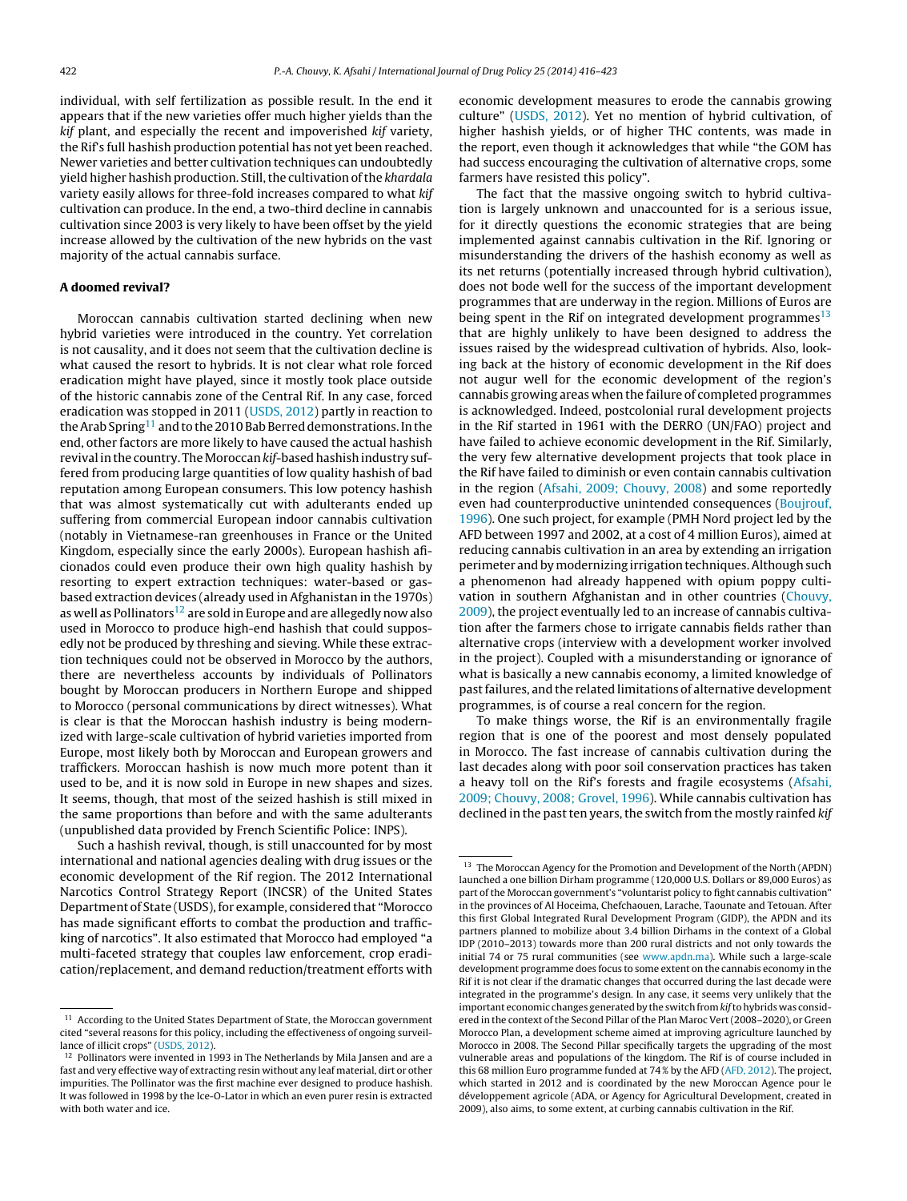individual, with self fertilization as possible result. In the end it appears that if the new varieties offer much higher yields than the *kif* plant, and especially the recent and impoverished *kif* variety, the Rif's full hashish production potential has not yet been reached. Newer varieties and better cultivation techniques can undoubtedly yield higher hashish production. Still, the cultivation of the *khardala* variety easily allows for three-fold increases compared to what *kif* cultivation can produce. In the end, a two-third decline in cannabis cultivation since 2003 is very likely to have been offset by the yield increase allowed by the cultivation of the new hybrids on the vast majority of the actual cannabis surface.

## A doomed revival?

Moroccan cannabis cultivation started declining when new hybrid varieties were introduced in the country. Yet correlation is not causality, and it does not seem that the cultivation decline is what caused the resort to hybrids. It is not clear what role forced eradication might have played, since it mostly took place outside of the historic cannabis zone of the Central Rif. In any case, forced eradication was stopped in 2011 (USDS, 2012) partly in reaction to the Arab Spring[11] and to the 2010 Bab Berred demonstrations. In the end, other factors are more likely to have caused the actual hashish revival in the country. The Moroccan *kif*-based hashish industry suffered from producing large quantities of low quality hashish of bad reputation among European consumers. This low potency hashish that was almost systematically cut with adulterants ended up suffering from commercial European indoor cannabis cultivation (notably in Vietnamese-ran greenhouses in France or the United Kingdom, especially since the early 2000s). European hashish aficionados could even produce their own high quality hashish by resorting to expert extraction techniques: water-based or gas-based extraction devices (already used in Afghanistan in the 1970s) as well as Pollinators[12] are sold in Europe and are allegedly now also used in Morocco to produce high-end hashish that could supposedly not be produced by threshing and sieving. While these extraction techniques could not be observed in Morocco by the authors, there are nevertheless accounts by individuals of Pollinators bought by Moroccan producers in Northern Europe and shipped to Morocco (personal communications by direct witnesses). What is clear is that the Moroccan hashish industry is being modernized with large-scale cultivation of hybrid varieties imported from Europe, most likely both by Moroccan and European growers and traffickers. Moroccan hashish is now much more potent than it used to be, and it is now sold in Europe in new shapes and sizes. It seems, though, that most of the seized hashish is still mixed in the same proportions than before and with the same adulterants (unpublished data provided by French Scientific Police: INPS).

Such a hashish revival, though, is still unaccounted for by most international and national agencies dealing with drug issues or the economic development of the Rif region. The 2012 International Narcotics Control Strategy Report (INCSR) of the United States Department of State (USDS), for example, considered that "Morocco has made significant efforts to combat the production and trafficking of narcotics". It also estimated that Morocco had employed "a multi-faceted strategy that couples law enforcement, crop eradication/replacement, and demand reduction/treatment efforts with economic development measures to erode the cannabis growing culture" (USDS, 2012). Yet no mention of hybrid cultivation, of higher hashish yields, or of higher THC contents, was made in the report, even though it acknowledges that while "the GOM has had success encouraging the cultivation of alternative crops, some farmers have resisted this policy".

The fact that the massive ongoing switch to hybrid cultivation is largely unknown and unaccounted for is a serious issue, for it directly questions the economic strategies that are being implemented against cannabis cultivation in the Rif. Ignoring or misunderstanding the drivers of the hashish economy as well as its net returns (potentially increased through hybrid cultivation), does not bode well for the success of the important development programmes that are underway in the region. Millions of Euros are being spent in the Rif on integrated development programmes[13] that are highly unlikely to have been designed to address the issues raised by the widespread cultivation of hybrids. Also, looking back at the history of economic development in the Rif does not augur well for the economic development of the region's cannabis growing areas when the failure of completed programmes is acknowledged. Indeed, postcolonial rural development projects in the Rif started in 1961 with the DERRO (UN/FAO) project and have failed to achieve economic development in the Rif. Similarly, the very few alternative development projects that took place in the Rif have failed to diminish or even contain cannabis cultivation in the region (Afsahi, 2009; Chouvy, 2008) and some reportedly even had counterproductive unintended consequences (Boujrouf, 1996). One such project, for example (PMH Nord project led by the AFD between 1997 and 2002, at a cost of 4 million Euros), aimed at reducing cannabis cultivation in an area by extending an irrigation perimeter and by modernizing irrigation techniques. Although such a phenomenon had already happened with opium poppy cultivation in southern Afghanistan and in other countries (Chouvy, 2009), the project eventually led to an increase of cannabis cultivation after the farmers chose to irrigate cannabis fields rather than alternative crops (interview with a development worker involved in the project). Coupled with a misunderstanding or ignorance of what is basically a new cannabis economy, a limited knowledge of past failures, and the related limitations of alternative development programmes, is of course a real concern for the region.

To make things worse, the Rif is an environmentally fragile region that is one of the poorest and most densely populated in Morocco. The fast increase of cannabis cultivation during the last decades along with poor soil conservation practices has taken a heavy toll on the Rif's forests and fragile ecosystems (Afsahi, 2009; Chouvy, 2008; Grovel, 1996). While cannabis cultivation has declined in the past ten years, the switch from the mostly rainfed *kif*

---

[11] According to the United States Department of State, the Moroccan government cited "several reasons for this policy, including the effectiveness of ongoing surveillance of illicit crops" (USDS, 2012).

[12] Pollinators were invented in 1993 in The Netherlands by Mila Jansen and are a fast and very effective way of extracting resin without any leaf material, dirt or other impurities. The Pollinator was the first machine ever designed to produce hashish. It was followed in 1998 by the Ice-O-Lator in which an even purer resin is extracted with both water and ice.

[13] The Moroccan Agency for the Promotion and Development of the North (APDN) launched a one billion Dirham programme (120,000 U.S. Dollars or 89,000 Euros) as part of the Moroccan government's "voluntarist policy to fight cannabis cultivation" in the provinces of Al Hoceima, Chefchaouen, Larache, Taounate and Tetouan. After this first Global Integrated Rural Development Program (GIDP), the APDN and its partners planned to mobilize about 3.4 billion Dirhams in the context of a Global IDP (2010–2013) towards more than 200 rural districts and not only towards the initial 74 or 75 rural communities (see www.apdn.ma). While such a large-scale development programme does focus to some extent on the cannabis economy in the Rif it is not clear if the dramatic changes that occurred during the last decade were integrated in the programme's design. In any case, it seems very unlikely that the important economic changes generated by the switch from *kif* to hybrids was considered in the context of the Second Pillar of the Plan Maroc Vert (2008–2020), or Green Morocco Plan, a development scheme aimed at improving agriculture launched by Morocco in 2008. The Second Pillar specifically targets the upgrading of the most vulnerable areas and populations of the kingdom. The Rif is of course included in this 68 million Euro programme funded at 74% by the AFD (AFD, 2012). The project, which started in 2012 and is coordinated by the new Moroccan Agence pour le développement agricole (ADA, or Agency for Agricultural Development, created in 2009), also aims, to some extent, at curbing cannabis cultivation in the Rif.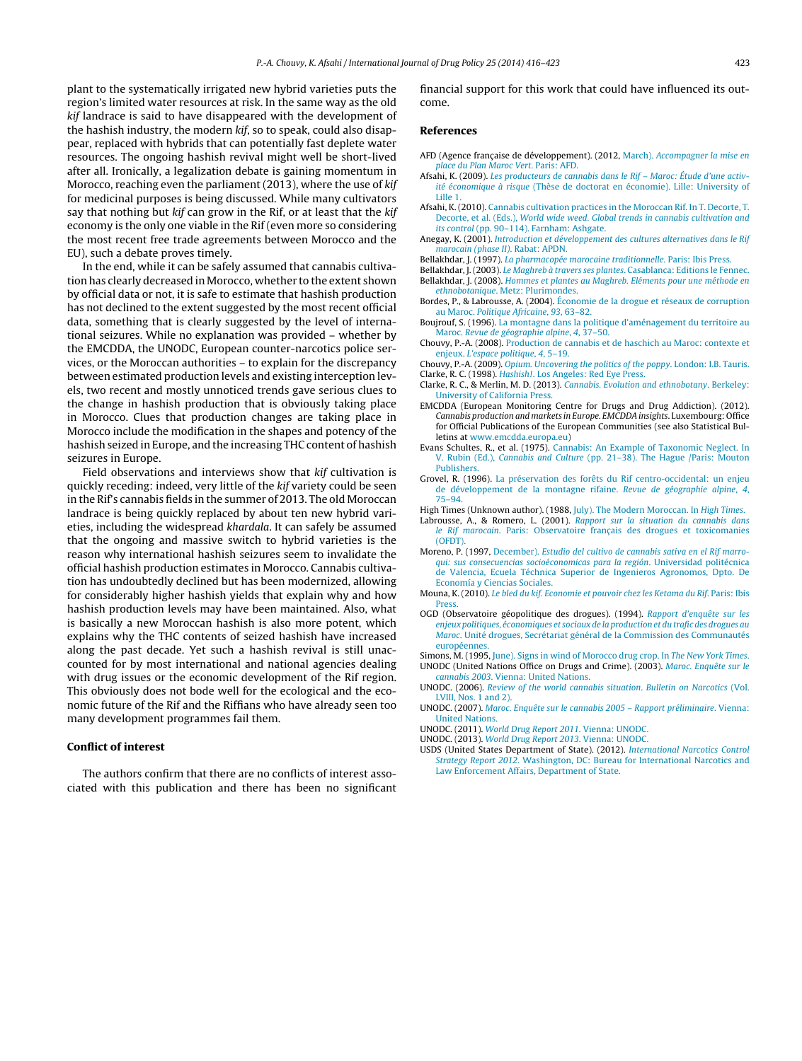plant to the systematically irrigated new hybrid varieties puts the region's limited water resources at risk. In the same way as the old *kif* landrace is said to have disappeared with the development of the hashish industry, the modern *kif*, so to speak, could also disappear, replaced with hybrids that can potentially fast deplete water resources. The ongoing hashish revival might well be short-lived after all. Ironically, a legalization debate is gaining momentum in Morocco, reaching even the parliament (2013), where the use of *kif* for medicinal purposes is being discussed. While many cultivators say that nothing but *kif* can grow in the Rif, or at least that the *kif* economy is the only one viable in the Rif (even more so considering the most recent free trade agreements between Morocco and the EU), such a debate proves timely.

In the end, while it can be safely assumed that cannabis cultivation has clearly decreased in Morocco, whether to the extent shown by official data or not, it is safe to estimate that hashish production has not declined to the extent suggested by the most recent official data, something that is clearly suggested by the level of international seizures. While no explanation was provided – whether by the EMCDDA, the UNODC, European counter-narcotics police services, or the Moroccan authorities – to explain for the discrepancy between estimated production levels and existing interception levels, two recent and mostly unnoticed trends gave serious clues to the change in hashish production that is obviously taking place in Morocco. Clues that production changes are taking place in Morocco include the modification in the shapes and potency of the hashish seized in Europe, and the increasing THC content of hashish seizures in Europe.

Field observations and interviews show that *kif* cultivation is quickly receding: indeed, very little of the *kif* variety could be seen in the Rif's cannabis fields in the summer of 2013. The old Moroccan landrace is being quickly replaced by about ten new hybrid varieties, including the widespread *khardala*. It can safely be assumed that the ongoing and massive switch to hybrid varieties is the reason why international hashish seizures seem to invalidate the official hashish production estimates in Morocco. Cannabis cultivation has undoubtedly declined but has been modernized, allowing for considerably higher hashish yields that explain why and how hashish production levels may have been maintained. Also, what is basically a new Moroccan hashish is also more potent, which explains why the THC contents of seized hashish have increased along the past decade. Yet such a hashish revival is still unaccounted for by most international and national agencies dealing with drug issues or the economic development of the Rif region. This obviously does not bode well for the ecological and the economic future of the Rif and the Riffians who have already seen too many development programmes fail them.

## Conflict of interest

The authors confirm that there are no conflicts of interest associated with this publication and there has been no significant financial support for this work that could have influenced its outcome.

## References

AFD (Agence française de développement). (2012, March). *Accompagner la mise en place du Plan Maroc Vert*. Paris: AFD.

Afsahi, K. (2009). *Les producteurs de cannabis dans le Rif – Maroc: Étude d'une activité économique à risque* (Thèse de doctorat en économie). Lille: University of Lille 1.

Afsahi, K. (2010). Cannabis cultivation practices in the Moroccan Rif. In T. Decorte, T. Decorte, et al. (Eds.), *World wide weed. Global trends in cannabis cultivation and its control* (pp. 90–114). Farnham: Ashgate.

Anegay, K. (2001). *Introduction et développement des cultures alternatives dans le Rif marocain (phase II)*. Rabat: APDN.

Bellakhdar, J. (1997). *La pharmacopée marocaine traditionnelle*. Paris: Ibis Press.

Bellakhdar, J. (2003). *Le Maghreb à travers ses plantes*. Casablanca: Editions le Fennec.

Bellakhdar, J. (2008). *Hommes et plantes au Maghreb. Eléments pour une méthode en ethnobotanique*. Metz: Plurimondes.

Bordes, P., & Labrousse, A. (2004). Économie de la drogue et réseaux de corruption au Maroc. *Politique Africaine*, *93*, 63–82.

Boujrouf, S. (1996). La montagne dans la politique d'aménagement du territoire au Maroc. *Revue de géographie alpine*, *4*, 37–50.

Chouvy, P.-A. (2008). Production de cannabis et de haschich au Maroc: contexte et enjeux. *L'espace politique*, *4*, 5–19.

Chouvy, P.-A. (2009). *Opium. Uncovering the politics of the poppy*. London: I.B. Tauris.

Clarke, R. C. (1998). *Hashish!*. Los Angeles: Red Eye Press.

Clarke, R. C., & Merlin, M. D. (2013). *Cannabis. Evolution and ethnobotany*. Berkeley: University of California Press.

EMCDDA (European Monitoring Centre for Drugs and Drug Addiction). (2012). *Cannabis production and markets in Europe. EMCDDA insights*. Luxembourg: Office for Official Publications of the European Communities (see also Statistical Bulletins at www.emcdda.europa.eu)

Evans Schultes, R., et al. (1975). Cannabis: An Example of Taxonomic Neglect. In V. Rubin (Ed.), *Cannabis and Culture* (pp. 21–38). The Hague /Paris: Mouton Publishers.

Grovel, R. (1996). La préservation des forêts du Rif centro-occidental: un enjeu de développement de la montagne rifaine. *Revue de géographie alpine*, *4*, 75–94.

High Times (Unknown author). (1988, July). The Modern Moroccan. In *High Times*.

Labrousse, A., & Romero, L. (2001). *Rapport sur la situation du cannabis dans le Rif marocain*. Paris: Observatoire français des drogues et toxicomanies (OFDT).

Moreno, P. (1997, December). *Estudio del cultivo de cannabis sativa en el Rif marroquí: sus consecuencias socioéconomicas para la región*. Universidad politécnica de Valencia, Ecuela Téchnica Superior de Ingenieros Agronomos, Dpto. De Economía y Ciencias Sociales.

Mouna, K. (2010). *Le bled du kif. Economie et pouvoir chez les Ketama du Rif*. Paris: Ibis Press.

OGD (Observatoire géopolitique des drogues). (1994). *Rapport d'enquête sur les enjeux politiques, économiques et sociaux de la production et du trafic des drogues au Maroc*. Unité drogues, Secrétariat général de la Commission des Communautés européennes.

Simons, M. (1995, June). Signs in wind of Morocco drug crop. In *The New York Times*.

UNODC (United Nations Office on Drugs and Crime). (2003). *Maroc. Enquête sur le cannabis 2003*. Vienna: United Nations.

UNODC. (2006). *Review of the world cannabis situation. Bulletin on Narcotics* (Vol. LVIII, Nos. 1 and 2).

UNODC. (2007). *Maroc. Enquête sur le cannabis 2005 – Rapport préliminaire*. Vienna: United Nations.

UNODC. (2011). *World Drug Report 2011*. Vienna: UNODC.

UNODC. (2013). *World Drug Report 2013*. Vienna: UNODC.

USDS (United States Department of State). (2012). *International Narcotics Control Strategy Report 2012*. Washington, DC: Bureau for International Narcotics and Law Enforcement Affairs, Department of State.